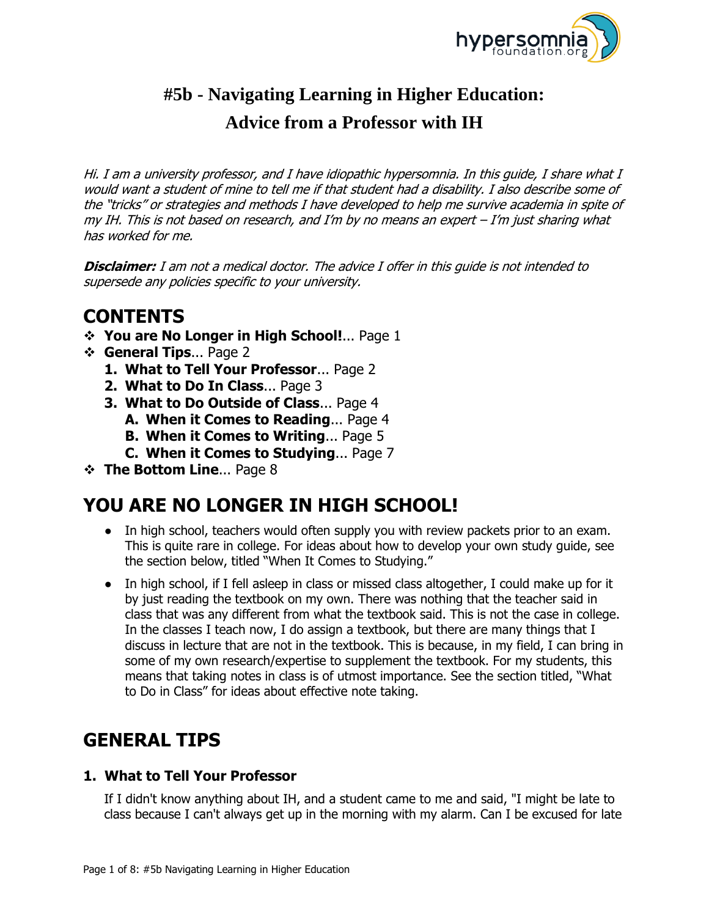# #5b - Navigating Learning in Higher Education: Advice from a Professor with IH

*Hi. I am a university professor, and I have idiopathic hypersomnia. In this guide, I share what I would want a student of mine to tell me if that student had a disability. I also describe some of the "tricks" or strategies and methods I have developed to help me survive academia in spite of my IH. This is not based on research, and I'm by no means an expert – I'm just sharing what has worked for me.*

***Disclaimer:*** *I am not a medical doctor. The advice I offer in this guide is not intended to supersede any policies specific to your university.*

## CONTENTS

- **You are No Longer in High School!**... Page 1
- **General Tips**... Page 2
  1. **What to Tell Your Professor**... Page 2
  2. **What to Do In Class**... Page 3
  3. **What to Do Outside of Class**... Page 4
     - A. **When it Comes to Reading**... Page 4
     - B. **When it Comes to Writing**... Page 5
     - C. **When it Comes to Studying**... Page 7
- **The Bottom Line**... Page 8

## YOU ARE NO LONGER IN HIGH SCHOOL!

- In high school, teachers would often supply you with review packets prior to an exam. This is quite rare in college. For ideas about how to develop your own study guide, see the section below, titled "When It Comes to Studying."
- In high school, if I fell asleep in class or missed class altogether, I could make up for it by just reading the textbook on my own. There was nothing that the teacher said in class that was any different from what the textbook said. This is not the case in college. In the classes I teach now, I do assign a textbook, but there are many things that I discuss in lecture that are not in the textbook. This is because, in my field, I can bring in some of my own research/expertise to supplement the textbook. For my students, this means that taking notes in class is of utmost importance. See the section titled, "What to Do in Class" for ideas about effective note taking.

## GENERAL TIPS

### 1. What to Tell Your Professor

If I didn't know anything about IH, and a student came to me and said, "I might be late to class because I can't always get up in the morning with my alarm. Can I be excused for late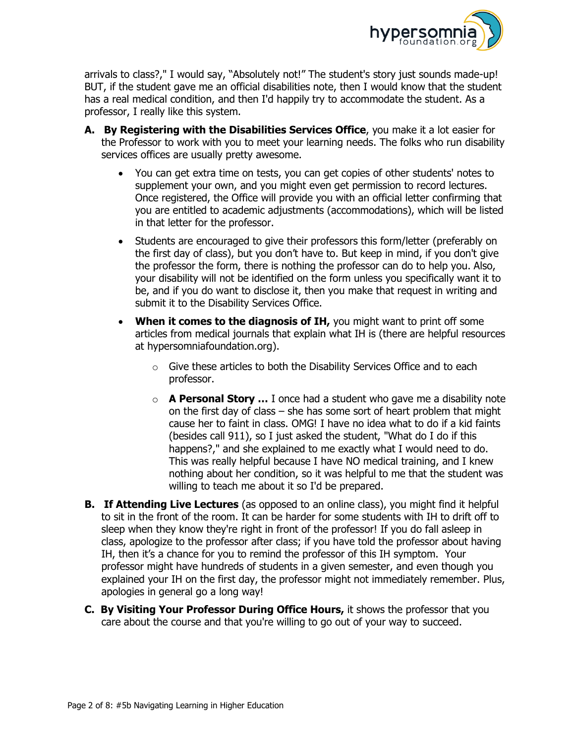arrivals to class?," I would say, "Absolutely not!" The student's story just sounds made-up! BUT, if the student gave me an official disabilities note, then I would know that the student has a real medical condition, and then I'd happily try to accommodate the student. As a professor, I really like this system.

A. **By Registering with the Disabilities Services Office**, you make it a lot easier for the Professor to work with you to meet your learning needs. The folks who run disability services offices are usually pretty awesome.

   - You can get extra time on tests, you can get copies of other students' notes to supplement your own, and you might even get permission to record lectures. Once registered, the Office will provide you with an official letter confirming that you are entitled to academic adjustments (accommodations), which will be listed in that letter for the professor.
   - Students are encouraged to give their professors this form/letter (preferably on the first day of class), but you don't have to. But keep in mind, if you don't give the professor the form, there is nothing the professor can do to help you. Also, your disability will not be identified on the form unless you specifically want it to be, and if you do want to disclose it, then you make that request in writing and submit it to the Disability Services Office.
   - **When it comes to the diagnosis of IH,** you might want to print off some articles from medical journals that explain what IH is (there are helpful resources at hypersomniafoundation.org).
     - Give these articles to both the Disability Services Office and to each professor.
     - **A Personal Story …** I once had a student who gave me a disability note on the first day of class – she has some sort of heart problem that might cause her to faint in class. OMG! I have no idea what to do if a kid faints (besides call 911), so I just asked the student, "What do I do if this happens?," and she explained to me exactly what I would need to do. This was really helpful because I have NO medical training, and I knew nothing about her condition, so it was helpful to me that the student was willing to teach me about it so I'd be prepared.

B. **If Attending Live Lectures** (as opposed to an online class), you might find it helpful to sit in the front of the room. It can be harder for some students with IH to drift off to sleep when they know they're right in front of the professor! If you do fall asleep in class, apologize to the professor after class; if you have told the professor about having IH, then it's a chance for you to remind the professor of this IH symptom. Your professor might have hundreds of students in a given semester, and even though you explained your IH on the first day, the professor might not immediately remember. Plus, apologies in general go a long way!

C. **By Visiting Your Professor During Office Hours,** it shows the professor that you care about the course and that you're willing to go out of your way to succeed.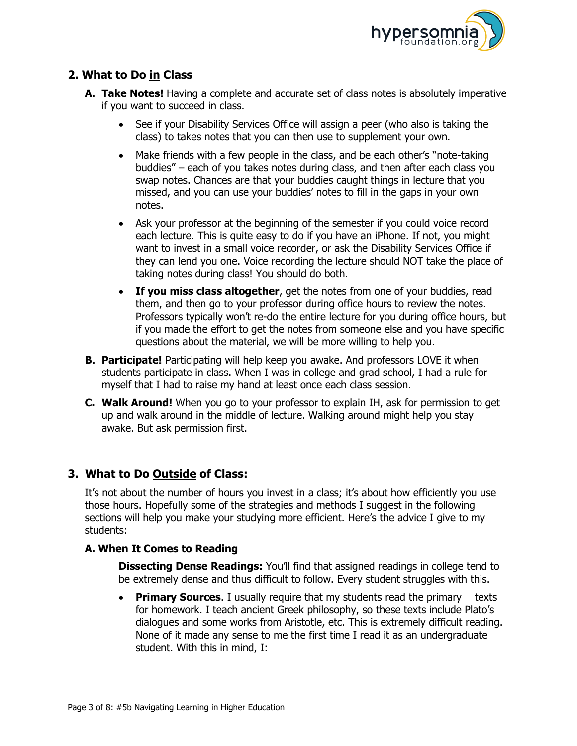## 2. What to Do <u>in</u> Class

**A. Take Notes!** Having a complete and accurate set of class notes is absolutely imperative if you want to succeed in class.

- See if your Disability Services Office will assign a peer (who also is taking the class) to takes notes that you can then use to supplement your own.
- Make friends with a few people in the class, and be each other's "note-taking buddies" – each of you takes notes during class, and then after each class you swap notes. Chances are that your buddies caught things in lecture that you missed, and you can use your buddies' notes to fill in the gaps in your own notes.
- Ask your professor at the beginning of the semester if you could voice record each lecture. This is quite easy to do if you have an iPhone. If not, you might want to invest in a small voice recorder, or ask the Disability Services Office if they can lend you one. Voice recording the lecture should NOT take the place of taking notes during class! You should do both.
- **If you miss class altogether**, get the notes from one of your buddies, read them, and then go to your professor during office hours to review the notes. Professors typically won't re-do the entire lecture for you during office hours, but if you made the effort to get the notes from someone else and you have specific questions about the material, we will be more willing to help you.

**B. Participate!** Participating will help keep you awake. And professors LOVE it when students participate in class. When I was in college and grad school, I had a rule for myself that I had to raise my hand at least once each class session.

**C. Walk Around!** When you go to your professor to explain IH, ask for permission to get up and walk around in the middle of lecture. Walking around might help you stay awake. But ask permission first.

## 3. What to Do <u>Outside</u> of Class:

It's not about the number of hours you invest in a class; it's about how efficiently you use those hours. Hopefully some of the strategies and methods I suggest in the following sections will help you make your studying more efficient. Here's the advice I give to my students:

### A. When It Comes to Reading

**Dissecting Dense Readings:** You'll find that assigned readings in college tend to be extremely dense and thus difficult to follow. Every student struggles with this.

- **Primary Sources**. I usually require that my students read the primary texts for homework. I teach ancient Greek philosophy, so these texts include Plato's dialogues and some works from Aristotle, etc. This is extremely difficult reading. None of it made any sense to me the first time I read it as an undergraduate student. With this in mind, I: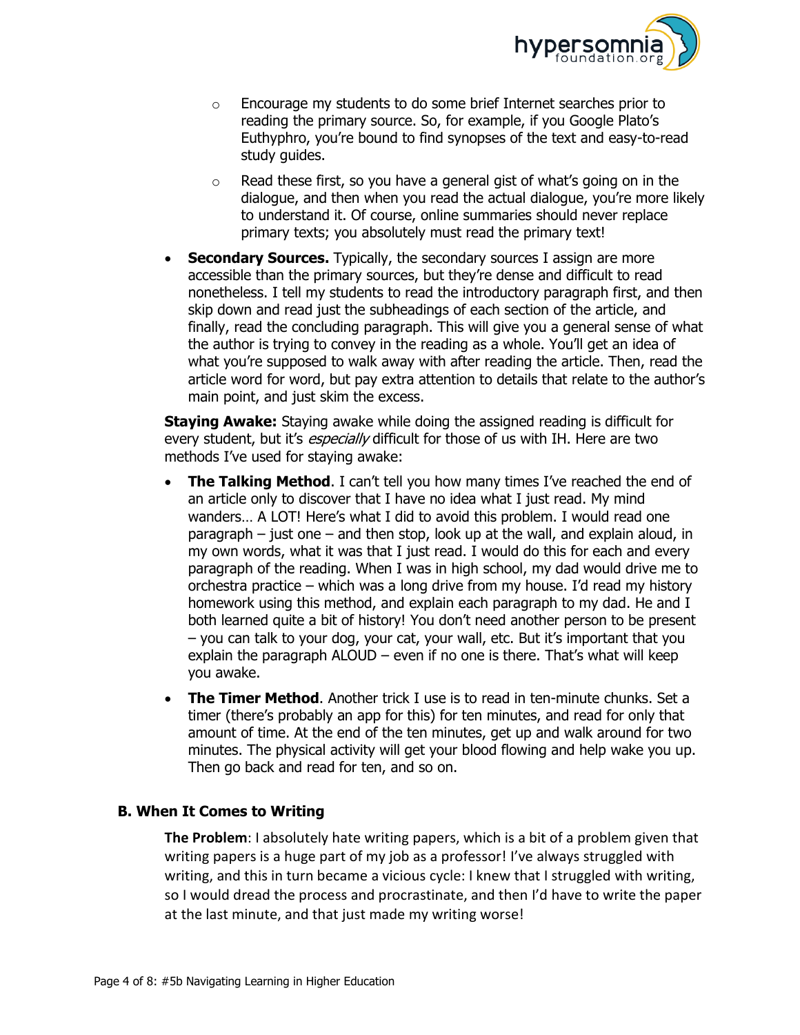- Encourage my students to do some brief Internet searches prior to reading the primary source. So, for example, if you Google Plato's Euthyphro, you're bound to find synopses of the text and easy-to-read study guides.
    - Read these first, so you have a general gist of what's going on in the dialogue, and then when you read the actual dialogue, you're more likely to understand it. Of course, online summaries should never replace primary texts; you absolutely must read the primary text!
- **Secondary Sources.** Typically, the secondary sources I assign are more accessible than the primary sources, but they're dense and difficult to read nonetheless. I tell my students to read the introductory paragraph first, and then skip down and read just the subheadings of each section of the article, and finally, read the concluding paragraph. This will give you a general sense of what the author is trying to convey in the reading as a whole. You'll get an idea of what you're supposed to walk away with after reading the article. Then, read the article word for word, but pay extra attention to details that relate to the author's main point, and just skim the excess.

**Staying Awake:** Staying awake while doing the assigned reading is difficult for every student, but it's *especially* difficult for those of us with IH. Here are two methods I've used for staying awake:

- **The Talking Method**. I can't tell you how many times I've reached the end of an article only to discover that I have no idea what I just read. My mind wanders… A LOT! Here's what I did to avoid this problem. I would read one paragraph – just one – and then stop, look up at the wall, and explain aloud, in my own words, what it was that I just read. I would do this for each and every paragraph of the reading. When I was in high school, my dad would drive me to orchestra practice – which was a long drive from my house. I'd read my history homework using this method, and explain each paragraph to my dad. He and I both learned quite a bit of history! You don't need another person to be present – you can talk to your dog, your cat, your wall, etc. But it's important that you explain the paragraph ALOUD – even if no one is there. That's what will keep you awake.
- **The Timer Method**. Another trick I use is to read in ten-minute chunks. Set a timer (there's probably an app for this) for ten minutes, and read for only that amount of time. At the end of the ten minutes, get up and walk around for two minutes. The physical activity will get your blood flowing and help wake you up. Then go back and read for ten, and so on.

### B. When It Comes to Writing

**The Problem**: I absolutely hate writing papers, which is a bit of a problem given that writing papers is a huge part of my job as a professor! I've always struggled with writing, and this in turn became a vicious cycle: I knew that I struggled with writing, so I would dread the process and procrastinate, and then I'd have to write the paper at the last minute, and that just made my writing worse!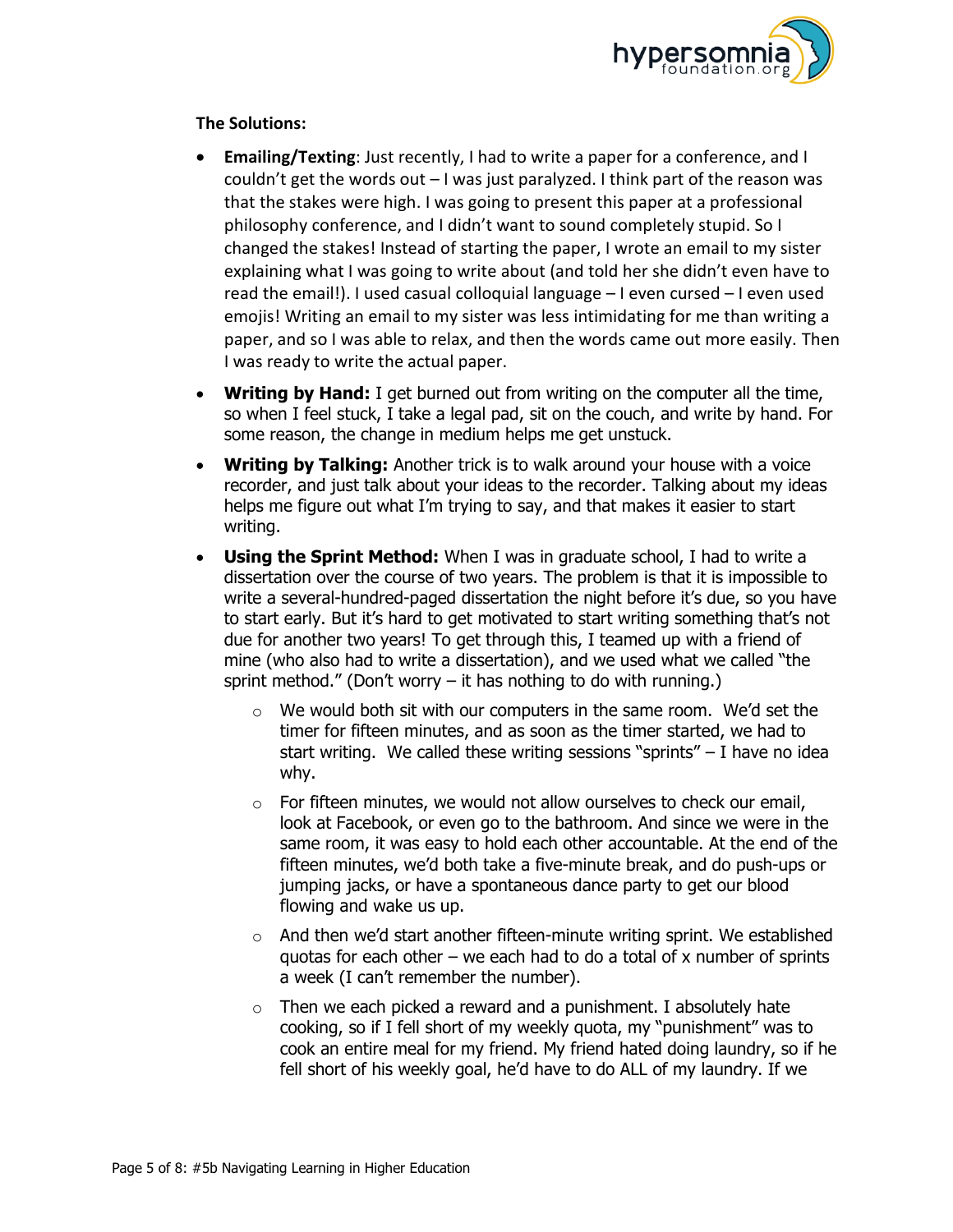**The Solutions:**

- **Emailing/Texting**: Just recently, I had to write a paper for a conference, and I couldn't get the words out – I was just paralyzed. I think part of the reason was that the stakes were high. I was going to present this paper at a professional philosophy conference, and I didn't want to sound completely stupid. So I changed the stakes! Instead of starting the paper, I wrote an email to my sister explaining what I was going to write about (and told her she didn't even have to read the email!). I used casual colloquial language – I even cursed – I even used emojis! Writing an email to my sister was less intimidating for me than writing a paper, and so I was able to relax, and then the words came out more easily. Then I was ready to write the actual paper.
- **Writing by Hand:** I get burned out from writing on the computer all the time, so when I feel stuck, I take a legal pad, sit on the couch, and write by hand. For some reason, the change in medium helps me get unstuck.
- **Writing by Talking:** Another trick is to walk around your house with a voice recorder, and just talk about your ideas to the recorder. Talking about my ideas helps me figure out what I'm trying to say, and that makes it easier to start writing.
- **Using the Sprint Method:** When I was in graduate school, I had to write a dissertation over the course of two years. The problem is that it is impossible to write a several-hundred-paged dissertation the night before it's due, so you have to start early. But it's hard to get motivated to start writing something that's not due for another two years! To get through this, I teamed up with a friend of mine (who also had to write a dissertation), and we used what we called "the sprint method." (Don't worry – it has nothing to do with running.)
    - We would both sit with our computers in the same room. We'd set the timer for fifteen minutes, and as soon as the timer started, we had to start writing. We called these writing sessions "sprints" – I have no idea why.
    - For fifteen minutes, we would not allow ourselves to check our email, look at Facebook, or even go to the bathroom. And since we were in the same room, it was easy to hold each other accountable. At the end of the fifteen minutes, we'd both take a five-minute break, and do push-ups or jumping jacks, or have a spontaneous dance party to get our blood flowing and wake us up.
    - And then we'd start another fifteen-minute writing sprint. We established quotas for each other – we each had to do a total of x number of sprints a week (I can't remember the number).
    - Then we each picked a reward and a punishment. I absolutely hate cooking, so if I fell short of my weekly quota, my "punishment" was to cook an entire meal for my friend. My friend hated doing laundry, so if he fell short of his weekly goal, he'd have to do ALL of my laundry. If we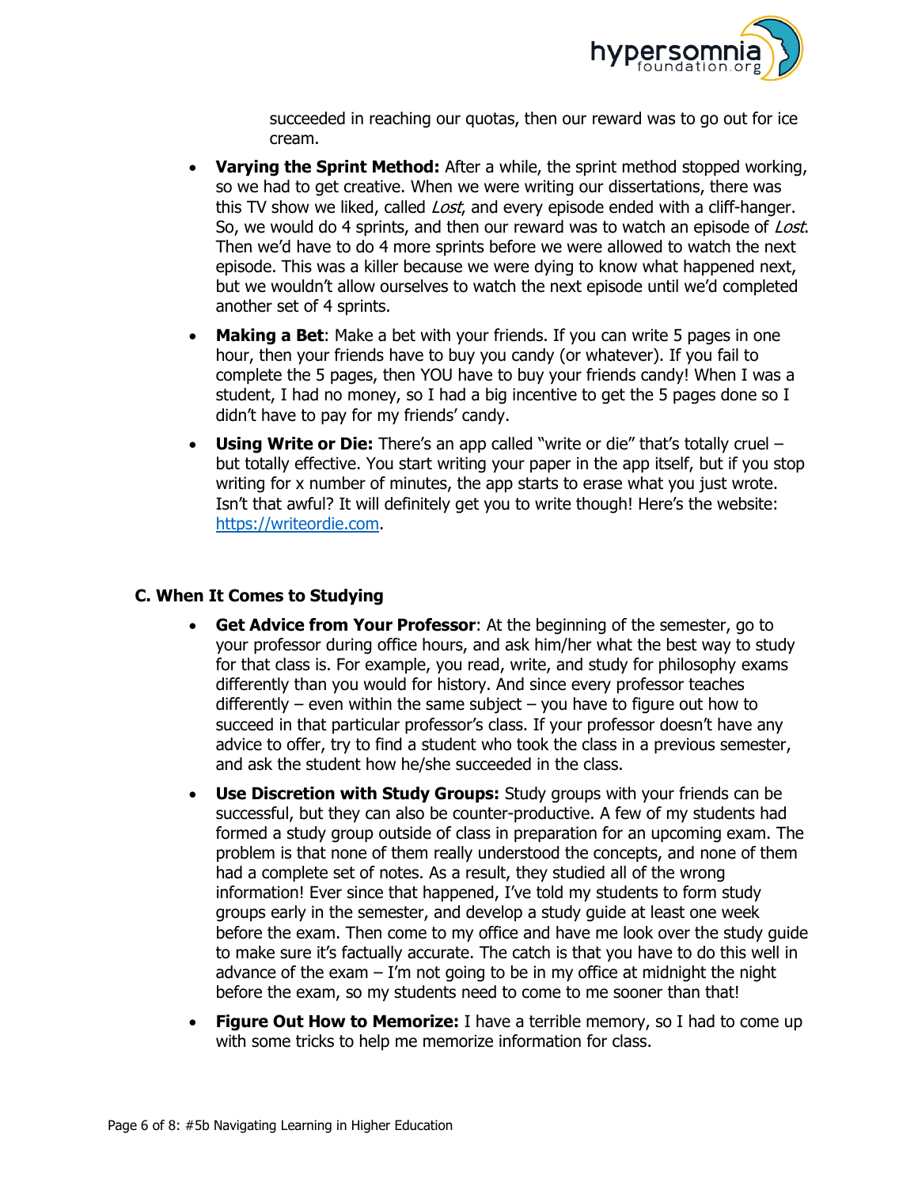succeeded in reaching our quotas, then our reward was to go out for ice cream.

- **Varying the Sprint Method:** After a while, the sprint method stopped working, so we had to get creative. When we were writing our dissertations, there was this TV show we liked, called *Lost*, and every episode ended with a cliff-hanger. So, we would do 4 sprints, and then our reward was to watch an episode of *Lost*. Then we'd have to do 4 more sprints before we were allowed to watch the next episode. This was a killer because we were dying to know what happened next, but we wouldn't allow ourselves to watch the next episode until we'd completed another set of 4 sprints.
- **Making a Bet**: Make a bet with your friends. If you can write 5 pages in one hour, then your friends have to buy you candy (or whatever). If you fail to complete the 5 pages, then YOU have to buy your friends candy! When I was a student, I had no money, so I had a big incentive to get the 5 pages done so I didn't have to pay for my friends' candy.
- **Using Write or Die:** There's an app called "write or die" that's totally cruel – but totally effective. You start writing your paper in the app itself, but if you stop writing for x number of minutes, the app starts to erase what you just wrote. Isn't that awful? It will definitely get you to write though! Here's the website: [https://writeordie.com](https://writeordie.com).

### C. When It Comes to Studying

- **Get Advice from Your Professor**: At the beginning of the semester, go to your professor during office hours, and ask him/her what the best way to study for that class is. For example, you read, write, and study for philosophy exams differently than you would for history. And since every professor teaches differently – even within the same subject – you have to figure out how to succeed in that particular professor's class. If your professor doesn't have any advice to offer, try to find a student who took the class in a previous semester, and ask the student how he/she succeeded in the class.
- **Use Discretion with Study Groups:** Study groups with your friends can be successful, but they can also be counter-productive. A few of my students had formed a study group outside of class in preparation for an upcoming exam. The problem is that none of them really understood the concepts, and none of them had a complete set of notes. As a result, they studied all of the wrong information! Ever since that happened, I've told my students to form study groups early in the semester, and develop a study guide at least one week before the exam. Then come to my office and have me look over the study guide to make sure it's factually accurate. The catch is that you have to do this well in advance of the exam – I'm not going to be in my office at midnight the night before the exam, so my students need to come to me sooner than that!
- **Figure Out How to Memorize:** I have a terrible memory, so I had to come up with some tricks to help me memorize information for class.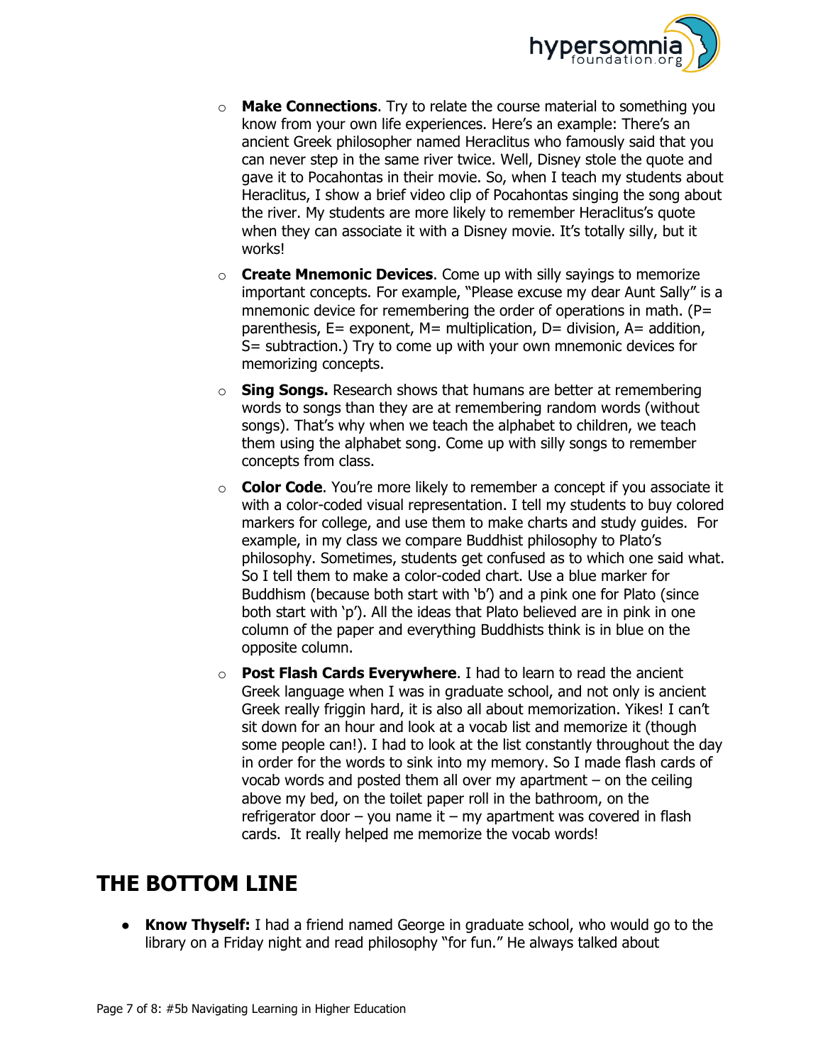- **Make Connections**. Try to relate the course material to something you know from your own life experiences. Here's an example: There's an ancient Greek philosopher named Heraclitus who famously said that you can never step in the same river twice. Well, Disney stole the quote and gave it to Pocahontas in their movie. So, when I teach my students about Heraclitus, I show a brief video clip of Pocahontas singing the song about the river. My students are more likely to remember Heraclitus's quote when they can associate it with a Disney movie. It's totally silly, but it works!
- **Create Mnemonic Devices**. Come up with silly sayings to memorize important concepts. For example, "Please excuse my dear Aunt Sally" is a mnemonic device for remembering the order of operations in math. (P= parenthesis, E= exponent, M= multiplication, D= division, A= addition, S= subtraction.) Try to come up with your own mnemonic devices for memorizing concepts.
- **Sing Songs.** Research shows that humans are better at remembering words to songs than they are at remembering random words (without songs). That's why when we teach the alphabet to children, we teach them using the alphabet song. Come up with silly songs to remember concepts from class.
- **Color Code**. You're more likely to remember a concept if you associate it with a color-coded visual representation. I tell my students to buy colored markers for college, and use them to make charts and study guides. For example, in my class we compare Buddhist philosophy to Plato's philosophy. Sometimes, students get confused as to which one said what. So I tell them to make a color-coded chart. Use a blue marker for Buddhism (because both start with 'b') and a pink one for Plato (since both start with 'p'). All the ideas that Plato believed are in pink in one column of the paper and everything Buddhists think is in blue on the opposite column.
- **Post Flash Cards Everywhere**. I had to learn to read the ancient Greek language when I was in graduate school, and not only is ancient Greek really friggin hard, it is also all about memorization. Yikes! I can't sit down for an hour and look at a vocab list and memorize it (though some people can!). I had to look at the list constantly throughout the day in order for the words to sink into my memory. So I made flash cards of vocab words and posted them all over my apartment – on the ceiling above my bed, on the toilet paper roll in the bathroom, on the refrigerator door – you name it – my apartment was covered in flash cards. It really helped me memorize the vocab words!

## THE BOTTOM LINE

- **Know Thyself:** I had a friend named George in graduate school, who would go to the library on a Friday night and read philosophy "for fun." He always talked about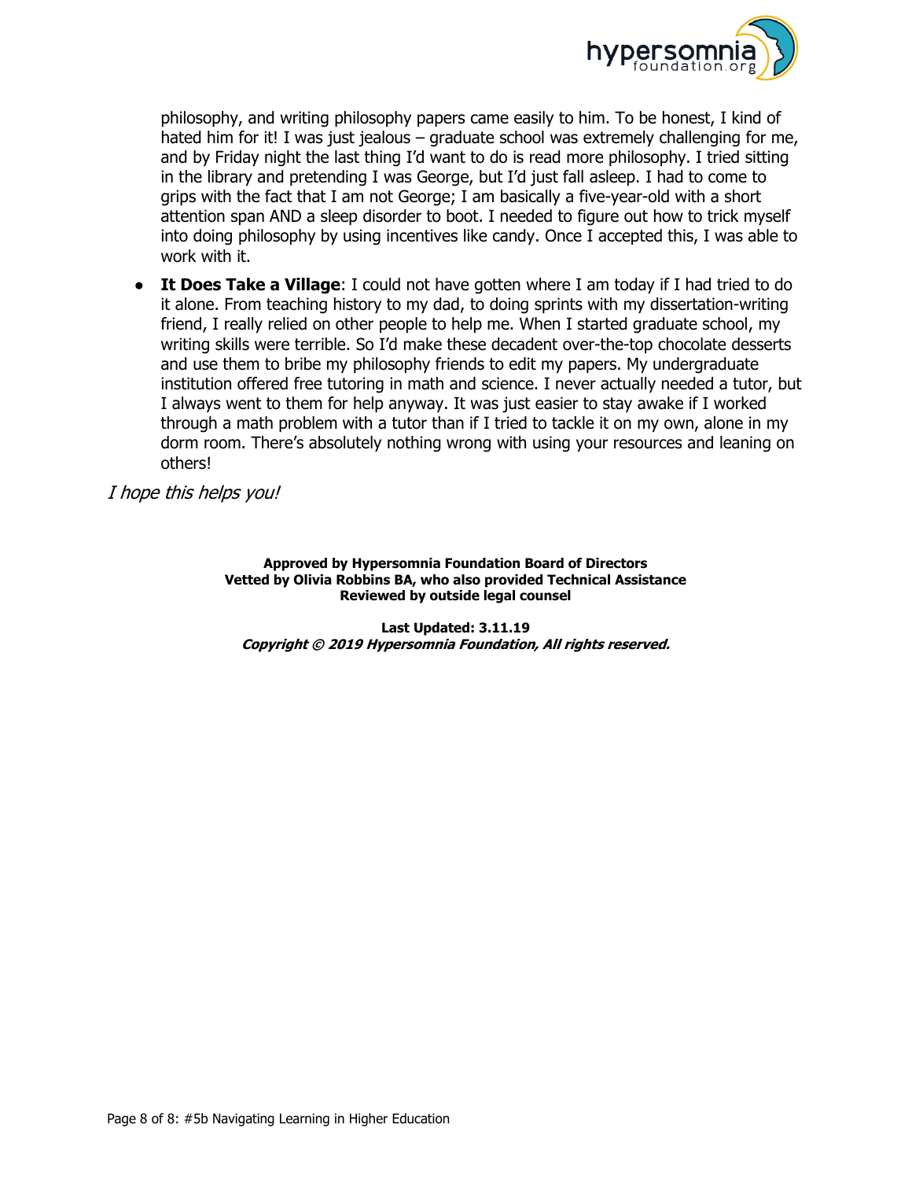philosophy, and writing philosophy papers came easily to him. To be honest, I kind of hated him for it! I was just jealous – graduate school was extremely challenging for me, and by Friday night the last thing I'd want to do is read more philosophy. I tried sitting in the library and pretending I was George, but I'd just fall asleep. I had to come to grips with the fact that I am not George; I am basically a five-year-old with a short attention span AND a sleep disorder to boot. I needed to figure out how to trick myself into doing philosophy by using incentives like candy. Once I accepted this, I was able to work with it.

- **It Does Take a Village**: I could not have gotten where I am today if I had tried to do it alone. From teaching history to my dad, to doing sprints with my dissertation-writing friend, I really relied on other people to help me. When I started graduate school, my writing skills were terrible. So I'd make these decadent over-the-top chocolate desserts and use them to bribe my philosophy friends to edit my papers. My undergraduate institution offered free tutoring in math and science. I never actually needed a tutor, but I always went to them for help anyway. It was just easier to stay awake if I worked through a math problem with a tutor than if I tried to tackle it on my own, alone in my dorm room. There's absolutely nothing wrong with using your resources and leaning on others!

*I hope this helps you!*

**Approved by Hypersomnia Foundation Board of Directors**
**Vetted by Olivia Robbins BA, who also provided Technical Assistance**
**Reviewed by outside legal counsel**

**Last Updated: 3.11.19**
***Copyright © 2019 Hypersomnia Foundation, All rights reserved.***